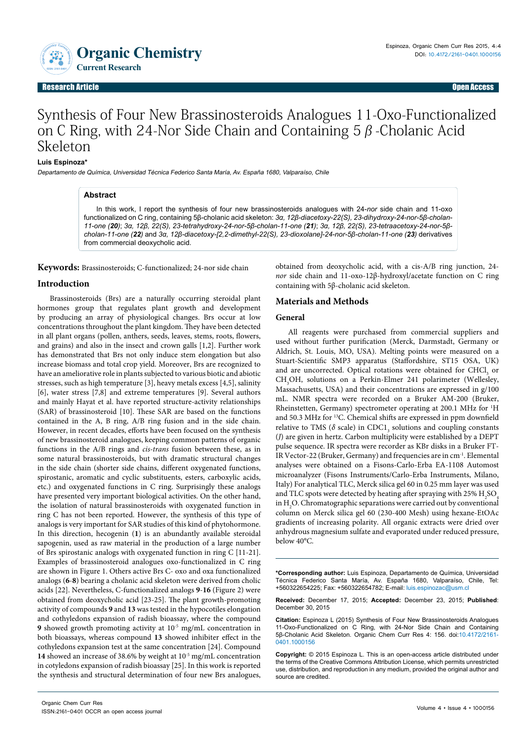Research Article | Open Access

# Synthesis of Four New Brassinosteroids Analogues 11-Oxo-Functionalized on C Ring, with 24-Nor Side Chain and Containing 5 β -Cholanic Acid Skeleton

**Luis Espinoza***

*Departamento de Química, Universidad Técnica Federico Santa María, Av. España 1680, Valparaíso, Chile*

## Abstract

In this work, I report the synthesis of four new brassinosteroids analogues with 24-*nor* side chain and 11-oxo functionalized on C ring, containing 5β-cholanic acid skeleton: *3α, 12β-diacetoxy-22(S), 23-dihydroxy-24-nor-5β-cholan-11-one (**20**); 3α, 12β, 22(S), 23-tetrahydroxy-24-nor-5β-cholan-11-one (**21**); 3α, 12β, 22(S), 23-tetraacetoxy-24-nor-5β-cholan-11-one (**22**)* and *3α, 12β-diacetoxy-[2,2-dimethyl-22(S), 23-dioxolane]-24-nor-5β-cholan-11-one (**23**)* derivatives from commercial deoxycholic acid.

**Keywords:** Brassinosteroids; C-functionalized; 24-nor side chain

## Introduction

Brassinosteroids (Brs) are a naturally occurring steroidal plant hormones group that regulates plant growth and development by producing an array of physiological changes. Brs occur at low concentrations throughout the plant kingdom. They have been detected in all plant organs (pollen, anthers, seeds, leaves, stems, roots, flowers, and grains) and also in the insect and crown galls [1,2]. Further work has demonstrated that Brs not only induce stem elongation but also increase biomass and total crop yield. Moreover, Brs are recognized to have an ameliorative role in plants subjected to various biotic and abiotic stresses, such as high temperature [3], heavy metals excess [4,5], salinity [6], water stress [7,8] and extreme temperatures [9]. Several authors and mainly Hayat et al. have reported structure-activity relationships (SAR) of brassinosteroid [10]. These SAR are based on the functions contained in the A, B ring, A/B ring fusion and in the side chain. However, in recent decades, efforts have been focused on the synthesis of new brassinosteroid analogues, keeping common patterns of organic functions in the A/B rings and *cis-trans* fusion between these, as in some natural brassinosteroids, but with dramatic structural changes in the side chain (shorter side chains, different oxygenated functions, spirostanic, aromatic and cyclic substituents, esters, carboxylic acids, etc.) and oxygenated functions in C ring. Surprisingly these analogs have presented very important biological activities. On the other hand, the isolation of natural brassinosteroids with oxygenated function in ring C has not been reported. However, the synthesis of this type of analogs is very important for SAR studies of this kind of phytohormone. In this direction, hecogenin (**1**) is an abundantly available steroidal sapogenin, used as raw material in the production of a large number of Brs spirostanic analogs with oxygenated function in ring C [11-21]. Examples of brassinosteroid analogues oxo-functionalized in C ring are shown in Figure 1. Others active Brs C- oxo and oxa functionalized analogs (**6**-**8**) bearing a cholanic acid skeleton were derived from cholic acids [22]. Nevertheless, C-functionalized analogs **9**-**16** (Figure 2) were obtained from deoxycholic acid [23-25]. The plant growth-promoting activity of compounds **9** and **13** was tested in the hypocotiles elongation and cothyledons expansion of radish bioassay, where the compound **9** showed growth promoting activity at $10^{-5}$ mg/mL concentration in both bioassays, whereas compound **13** showed inhibiter effect in the cothyledons expansion test at the same concentration [24]. Compound **14** showed an increase of 38.6% by weight at $10^{-5}$ mg/mL concentration in cotyledons expansion of radish bioassay [25]. In this work is reported the synthesis and structural determination of four new Brs analogues, obtained from deoxycholic acid, with a cis-A/B ring junction, 24-*nor* side chain and 11-oxo-12β-hydroxyl/acetate function on C ring containing with 5β-cholanic acid skeleton.

## Materials and Methods

### General

All reagents were purchased from commercial suppliers and used without further purification (Merck, Darmstadt, Germany or Aldrich, St. Louis, MO, USA). Melting points were measured on a Stuart-Scientific SMP3 apparatus (Staffordshire, ST15 OSA, UK) and are uncorrected. Optical rotations were obtained for $CHCl_3$ or $CH_3OH$, solutions on a Perkin-Elmer 241 polarimeter (Wellesley, Massachusetts, USA) and their concentrations are expressed in g/100 mL. NMR spectra were recorded on a Bruker AM-200 (Bruker, Rheinstetten, Germany) spectrometer operating at 200.1 MHz for $^1H$ and 50.3 MHz for $^{13}C$. Chemical shifts are expressed in ppm downfield relative to TMS (δ scale) in $CDC1_3$ solutions and coupling constants (*J*) are given in hertz. Carbon multiplicity were established by a DEPT pulse sequence. IR spectra were recorder as KBr disks in a Bruker FT-IR Vector-22 (Bruker, Germany) and frequencies are in $cm^{-1}$. Elemental analyses were obtained on a Fisons-Carlo-Erba EA-1108 Automost microanalyzer (Fisons Instruments/Carlo-Erba Instruments, Milano, Italy) For analytical TLC, Merck silica gel 60 in 0.25 mm layer was used and TLC spots were detected by heating after spraying with 25% $H_2SO_4$ in $H_2O$. Chromatographic separations were carried out by conventional column on Merck silica gel 60 (230-400 Mesh) using hexane-EtOAc gradients of increasing polarity. All organic extracts were dried over anhydrous magnesium sulfate and evaporated under reduced pressure, below 40°C.

**\*Corresponding author:** Luis Espinoza, Departamento de Química, Universidad Técnica Federico Santa María, Av. España 1680, Valparaíso, Chile, Tel: +560322654225; Fax: +560322654782; E-mail: luis.espinozac@usm.cl

**Received:** December 17, 2015; **Accepted:** December 23, 2015; **Published**: December 30, 2015

**Citation:** Espinoza L (2015) Synthesis of Four New Brassinosteroids Analogues 11-Oxo-Functionalized on C Ring, with 24-Nor Side Chain and Containing 5β-Cholanic Acid Skeleton. Organic Chem Curr Res 4: 156. doi:10.4172/2161-0401.1000156

**Copyright:** © 2015 Espinoza L. This is an open-access article distributed under the terms of the Creative Commons Attribution License, which permits unrestricted use, distribution, and reproduction in any medium, provided the original author and source are credited.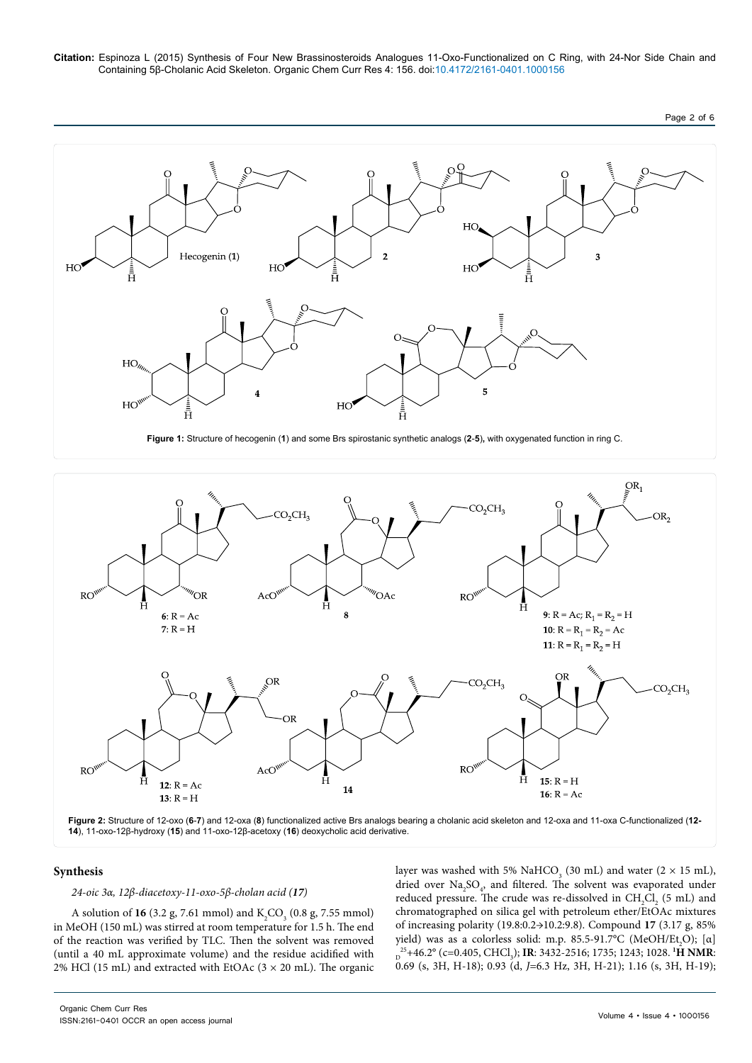**Figure 1:** Structure of hecogenin (**1**) and some Brs spirostanic synthetic analogs (**2-5**), with oxygenated function in ring C.

**Figure 2:** Structure of 12-oxo (**6-7**) and 12-oxa (**8**) functionalized active Brs analogs bearing a cholanic acid skeleton and 12-oxa and 11-oxa C-functionalized (**12-14**), 11-oxo-12β-hydroxy (**15**) and 11-oxo-12β-acetoxy (**16**) deoxycholic acid derivative.

## Synthesis

*24-oic 3α, 12β-diacetoxy-11-oxo-5β-cholan acid (**17**)*

A solution of **16** (3.2 g, 7.61 mmol) and $K_2CO_3$ (0.8 g, 7.55 mmol) in MeOH (150 mL) was stirred at room temperature for 1.5 h. The end of the reaction was verified by TLC. Then the solvent was removed (until a 40 mL approximate volume) and the residue acidified with 2% HCl (15 mL) and extracted with EtOAc (3 × 20 mL). The organic layer was washed with 5% $NaHCO_3$ (30 mL) and water (2 × 15 mL), dried over $Na_2SO_4$, and filtered. The solvent was evaporated under reduced pressure. The crude was re-dissolved in $CH_2Cl_2$ (5 mL) and chromatographed on silica gel with petroleum ether/EtOAc mixtures of increasing polarity (19.8:0.2→10.2:9.8). Compound **17** (3.17 g, 85% yield) was as a colorless solid: m.p. 85.5-91.7°C (MeOH/$Et_2O$); $[\alpha]_D^{25}$+46.2° (c=0.405, $CHCl_3$); **IR**: 3432-2516; 1735; 1243; 1028. **$^1$H NMR**: 0.69 (s, 3H, H-18); 0.93 (d, *J*=6.3 Hz, 3H, H-21); 1.16 (s, 3H, H-19);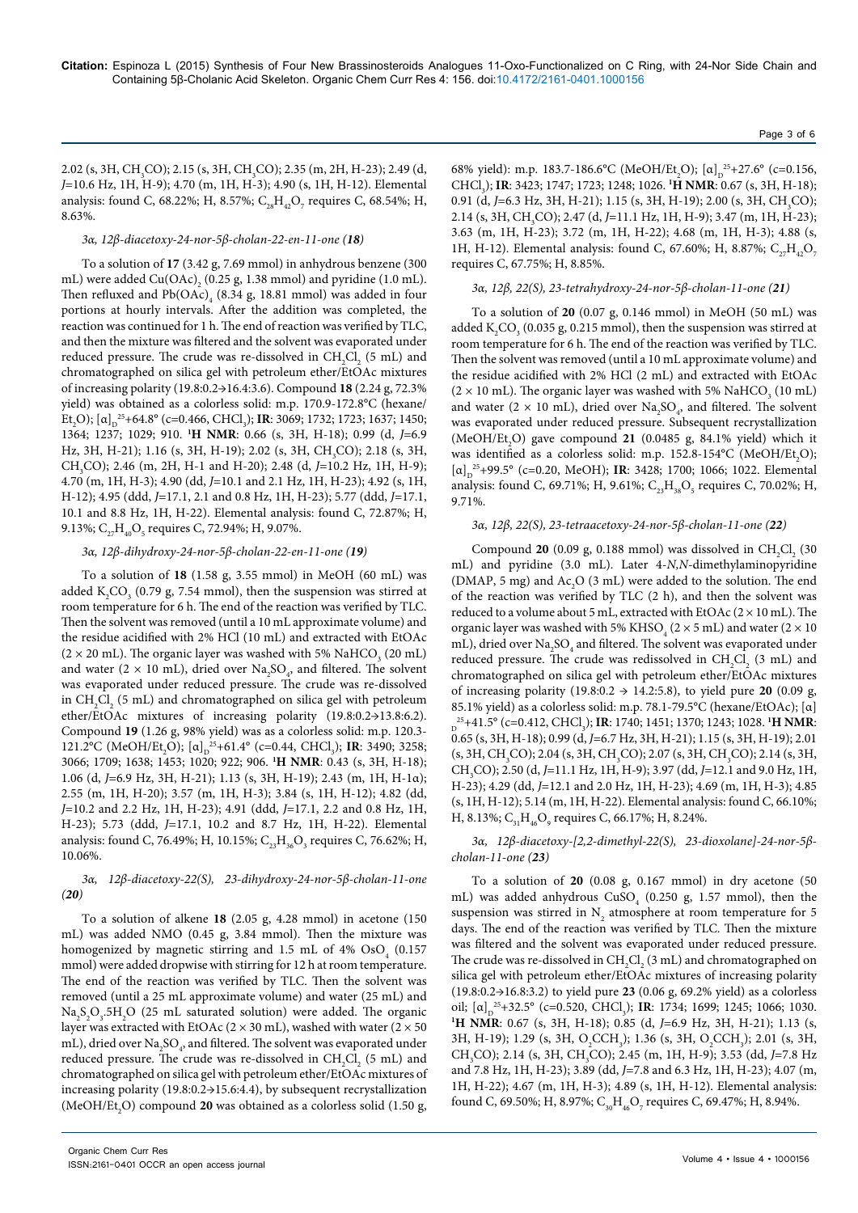2.02 (s, 3H, $CH_3CO$); 2.15 (s, 3H, $CH_3CO$); 2.35 (m, 2H, H-23); 2.49 (d, *J*=10.6 Hz, 1H, H-9); 4.70 (m, 1H, H-3); 4.90 (s, 1H, H-12). Elemental analysis: found C, 68.22%; H, 8.57%; $C_{28}H_{42}O_7$ requires C, 68.54%; H, 8.63%.

### *3α, 12β-diacetoxy-24-nor-5β-cholan-22-en-11-one (18)*

To a solution of **17** (3.42 g, 7.69 mmol) in anhydrous benzene (300 mL) were added $Cu(OAc)_2$ (0.25 g, 1.38 mmol) and pyridine (1.0 mL). Then refluxed and $Pb(OAc)_4$ (8.34 g, 18.81 mmol) was added in four portions at hourly intervals. After the addition was completed, the reaction was continued for 1 h. The end of reaction was verified by TLC, and then the mixture was filtered and the solvent was evaporated under reduced pressure. The crude was re-dissolved in $CH_2Cl_2$ (5 mL) and chromatographed on silica gel with petroleum ether/EtOAc mixtures of increasing polarity (19.8:0.2→16.4:3.6). Compound **18** (2.24 g, 72.3% yield) was obtained as a colorless solid: m.p. 170.9-172.8°C (hexane/$Et_2O$); $[\alpha]_D^{25}$+64.8° (c=0.466, $CHCl_3$); **IR**: 3069; 1732; 1723; 1637; 1450; 1364; 1237; 1029; 910. **$^1$H NMR**: 0.66 (s, 3H, H-18); 0.99 (d, *J*=6.9 Hz, 3H, H-21); 1.16 (s, 3H, H-19); 2.02 (s, 3H, $CH_3CO$); 2.18 (s, 3H, $CH_3CO$); 2.46 (m, 2H, H-1 and H-20); 2.48 (d, *J*=10.2 Hz, 1H, H-9); 4.70 (m, 1H, H-3); 4.90 (dd, *J*=10.1 and 2.1 Hz, 1H, H-23); 4.92 (s, 1H, H-12); 4.95 (ddd, *J*=17.1, 2.1 and 0.8 Hz, 1H, H-23); 5.77 (ddd, *J*=17.1, 10.1 and 8.8 Hz, 1H, H-22). Elemental analysis: found C, 72.87%; H, 9.13%; $C_{27}H_{40}O_5$ requires C, 72.94%; H, 9.07%.

### *3α, 12β-dihydroxy-24-nor-5β-cholan-22-en-11-one (19)*

To a solution of **18** (1.58 g, 3.55 mmol) in MeOH (60 mL) was added $K_2CO_3$ (0.79 g, 7.54 mmol), then the suspension was stirred at room temperature for 6 h. The end of the reaction was verified by TLC. Then the solvent was removed (until a 10 mL approximate volume) and the residue acidified with 2% HCl (10 mL) and extracted with EtOAc (2 × 20 mL). The organic layer was washed with 5% $NaHCO_3$ (20 mL) and water (2 × 10 mL), dried over $Na_2SO_4$, and filtered. The solvent was evaporated under reduced pressure. The crude was re-dissolved in $CH_2Cl_2$ (5 mL) and chromatographed on silica gel with petroleum ether/EtOAc mixtures of increasing polarity (19.8:0.2→13.8:6.2). Compound **19** (1.26 g, 98% yield) was as a colorless solid: m.p. 120.3-121.2°C (MeOH/$Et_2O$); $[\alpha]_D^{25}$+61.4° (c=0.44, $CHCl_3$); **IR**: 3490; 3258; 3066; 1709; 1638; 1453; 1020; 922; 906. **$^1$H NMR**: 0.43 (s, 3H, H-18); 1.06 (d, *J*=6.9 Hz, 3H, H-21); 1.13 (s, 3H, H-19); 2.43 (m, 1H, H-1α); 2.55 (m, 1H, H-20); 3.57 (m, 1H, H-3); 3.84 (s, 1H, H-12); 4.82 (dd, *J*=10.2 and 2.2 Hz, 1H, H-23); 4.91 (ddd, *J*=17.1, 2.2 and 0.8 Hz, 1H, H-23); 5.73 (ddd, *J*=17.1, 10.2 and 8.7 Hz, 1H, H-22). Elemental analysis: found C, 76.49%; H, 10.15%; $C_{23}H_{36}O_3$ requires C, 76.62%; H, 10.06%.

### *3α, 12β-diacetoxy-22(S), 23-dihydroxy-24-nor-5β-cholan-11-one (20)*

To a solution of alkene **18** (2.05 g, 4.28 mmol) in acetone (150 mL) was added NMO (0.45 g, 3.84 mmol). Then the mixture was homogenized by magnetic stirring and 1.5 mL of 4% $OsO_4$ (0.157 mmol) were added dropwise with stirring for 12 h at room temperature. The end of the reaction was verified by TLC. Then the solvent was removed (until a 25 mL approximate volume) and water (25 mL) and $Na_2S_2O_3$.$5H_2O$ (25 mL saturated solution) were added. The organic layer was extracted with EtOAc (2 × 30 mL), washed with water (2 × 50 mL), dried over $Na_2SO_4$, and filtered. The solvent was evaporated under reduced pressure. The crude was re-dissolved in $CH_2Cl_2$ (5 mL) and chromatographed on silica gel with petroleum ether/EtOAc mixtures of increasing polarity (19.8:0.2→15.6:4.4), by subsequent recrystallization (MeOH/$Et_2O$) compound **20** was obtained as a colorless solid (1.50 g, 68% yield): m.p. 183.7-186.6°C (MeOH/$Et_2O$); $[\alpha]_D^{25}$+27.6° (c=0.156, $CHCl_3$); **IR**: 3423; 1747; 1723; 1248; 1026. **$^1$H NMR**: 0.67 (s, 3H, H-18); 0.91 (d, *J*=6.3 Hz, 3H, H-21); 1.15 (s, 3H, H-19); 2.00 (s, 3H, $CH_3CO$); 2.14 (s, 3H, $CH_3CO$); 2.47 (d, *J*=11.1 Hz, 1H, H-9); 3.47 (m, 1H, H-23); 3.63 (m, 1H, H-23); 3.72 (m, 1H, H-22); 4.68 (m, 1H, H-3); 4.88 (s, 1H, H-12). Elemental analysis: found C, 67.60%; H, 8.87%; $C_{27}H_{42}O_7$ requires C, 67.75%; H, 8.85%.

### *3α, 12β, 22(S), 23-tetrahydroxy-24-nor-5β-cholan-11-one (21)*

To a solution of **20** (0.07 g, 0.146 mmol) in MeOH (50 mL) was added $K_2CO_3$ (0.035 g, 0.215 mmol), then the suspension was stirred at room temperature for 6 h. The end of the reaction was verified by TLC. Then the solvent was removed (until a 10 mL approximate volume) and the residue acidified with 2% HCl (2 mL) and extracted with EtOAc (2 × 10 mL). The organic layer was washed with 5% $NaHCO_3$ (10 mL) and water (2 × 10 mL), dried over $Na_2SO_4$, and filtered. The solvent was evaporated under reduced pressure. Subsequent recrystallization (MeOH/$Et_2O$) gave compound **21** (0.0485 g, 84.1% yield) which it was identified as a colorless solid: m.p. 152.8-154°C (MeOH/$Et_2O$); $[\alpha]_D^{25}$+99.5° (c=0.20, MeOH); **IR**: 3428; 1700; 1066; 1022. Elemental analysis: found C, 69.71%; H, 9.61%; $C_{23}H_{38}O_5$ requires C, 70.02%; H, 9.71%.

### *3α, 12β, 22(S), 23-tetraacetoxy-24-nor-5β-cholan-11-one (22)*

Compound **20** (0.09 g, 0.188 mmol) was dissolved in $CH_2Cl_2$ (30 mL) and pyridine (3.0 mL). Later 4-*N,N*-dimethylaminopyridine (DMAP, 5 mg) and $Ac_2O$ (3 mL) were added to the solution. The end of the reaction was verified by TLC (2 h), and then the solvent was reduced to a volume about 5 mL, extracted with EtOAc (2 × 10 mL). The organic layer was washed with 5% $KHSO_4$ (2 × 5 mL) and water (2 × 10 mL), dried over $Na_2SO_4$ and filtered. The solvent was evaporated under reduced pressure. The crude was redissolved in $CH_2Cl_2$ (3 mL) and chromatographed on silica gel with petroleum ether/EtOAc mixtures of increasing polarity (19.8:0.2 → 14.2:5.8), to yield pure **20** (0.09 g, 85.1% yield) as a colorless solid: m.p. 78.1-79.5°C (hexane/EtOAc); $[\alpha]_D^{25}$+41.5° (c=0.412, $CHCl_3$); **IR**: 1740; 1451; 1370; 1243; 1028. **$^1$H NMR**: 0.65 (s, 3H, H-18); 0.99 (d, *J*=6.7 Hz, 3H, H-21); 1.15 (s, 3H, H-19); 2.01 (s, 3H, $CH_3CO$); 2.04 (s, 3H, $CH_3CO$); 2.07 (s, 3H, $CH_3CO$); 2.14 (s, 3H, $CH_3CO$); 2.50 (d, *J*=11.1 Hz, 1H, H-9); 3.97 (dd, *J*=12.1 and 9.0 Hz, 1H, H-23); 4.29 (dd, *J*=12.1 and 2.0 Hz, 1H, H-23); 4.69 (m, 1H, H-3); 4.85 (s, 1H, H-12); 5.14 (m, 1H, H-22). Elemental analysis: found C, 66.10%; H, 8.13%; $C_{31}H_{46}O_9$ requires C, 66.17%; H, 8.24%.

### *3α, 12β-diacetoxy-[2,2-dimethyl-22(S), 23-dioxolane]-24-nor-5β-cholan-11-one (23)*

To a solution of **20** (0.08 g, 0.167 mmol) in dry acetone (50 mL) was added anhydrous $CuSO_4$ (0.250 g, 1.57 mmol), then the suspension was stirred in $N_2$ atmosphere at room temperature for 5 days. The end of the reaction was verified by TLC. Then the mixture was filtered and the solvent was evaporated under reduced pressure. The crude was re-dissolved in $CH_2Cl_2$ (3 mL) and chromatographed on silica gel with petroleum ether/EtOAc mixtures of increasing polarity (19.8:0.2→16.8:3.2) to yield pure **23** (0.06 g, 69.2% yield) as a colorless oil; $[\alpha]_D^{25}$+32.5° (c=0.520, $CHCl_3$); **IR**: 1734; 1699; 1245; 1066; 1030. **$^1$H NMR**: 0.67 (s, 3H, H-18); 0.85 (d, *J*=6.9 Hz, 3H, H-21); 1.13 (s, 3H, H-19); 1.29 (s, 3H, $O_2CCH_3$); 1.36 (s, 3H, $O_2CCH_3$); 2.01 (s, 3H, $CH_3CO$); 2.14 (s, 3H, $CH_3CO$); 2.45 (m, 1H, H-9); 3.53 (dd, *J*=7.8 Hz and 7.8 Hz, 1H, H-23); 3.89 (dd, *J*=7.8 and 6.3 Hz, 1H, H-23); 4.07 (m, 1H, H-22); 4.67 (m, 1H, H-3); 4.89 (s, 1H, H-12). Elemental analysis: found C, 69.50%; H, 8.97%; $C_{30}H_{46}O_7$ requires C, 69.47%; H, 8.94%.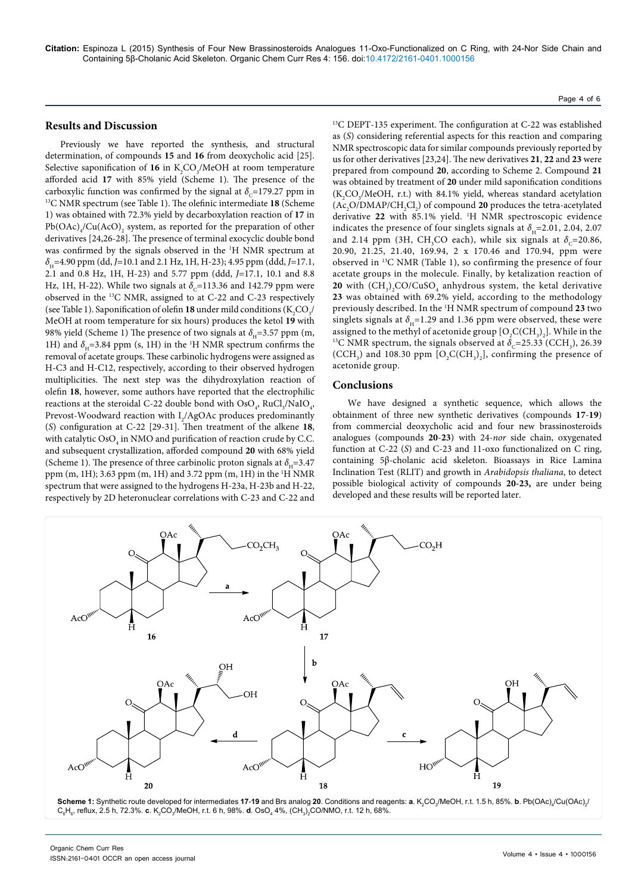## Results and Discussion

Previously we have reported the synthesis, and structural determination, of compounds **15** and **16** from deoxycholic acid [25]. Selective saponification of **16** in $K_2CO_3$/MeOH at room temperature afforded acid **17** with 85% yield (Scheme 1). The presence of the carboxylic function was confirmed by the signal at $\delta_C$=179.27 ppm in $^{13}$C NMR spectrum (see Table 1). The olefinic intermediate **18** (Scheme 1) was obtained with 72.3% yield by decarboxylation reaction of **17** in $Pb(OAc)_4$/$Cu(AcO)_2$ system, as reported for the preparation of other derivatives [24,26-28]. The presence of terminal exocyclic double bond was confirmed by the signals observed in the $^1$H NMR spectrum at $\delta_H$=4.90 ppm (dd, *J*=10.1 and 2.1 Hz, 1H, H-23); 4.95 ppm (ddd, *J*=17.1, 2.1 and 0.8 Hz, 1H, H-23) and 5.77 ppm (ddd, *J*=17.1, 10.1 and 8.8 Hz, 1H, H-22). While two signals at $\delta_C$=113.36 and 142.79 ppm were observed in the $^{13}$C NMR, assigned to at C-22 and C-23 respectively (see Table 1). Saponification of olefin **18** under mild conditions ($K_2CO_3$/MeOH at room temperature for six hours) produces the ketol **19** with 98% yield (Scheme 1) The presence of two signals at $\delta_H$=3.57 ppm (m, 1H) and $\delta_H$=3.84 ppm (s, 1H) in the $^1$H NMR spectrum confirms the removal of acetate groups. These carbinolic hydrogens were assigned as H-C3 and H-C12, respectively, according to their observed hydrogen multiplicities. The next step was the dihydroxylation reaction of olefin **18**, however, some authors have reported that the electrophilic reactions at the steroidal C-22 double bond with $OsO_4$, $RuCl_3$/$NaIO_4$, Prevost-Woodward reaction with $I_2$/AgOAc produces predominantly (*S*) configuration at C-22 [29-31]. Then treatment of the alkene **18**, with catalytic $OsO_4$ in NMO and purification of reaction crude by C.C. and subsequent crystallization, afforded compound **20** with 68% yield (Scheme 1). The presence of three carbinolic proton signals at $\delta_H$=3.47 ppm (m, 1H); 3.63 ppm (m, 1H) and 3.72 ppm (m, 1H) in the $^1$H NMR spectrum that were assigned to the hydrogens H-23a, H-23b and H-22, respectively by 2D heteronuclear correlations with C-23 and C-22 and $^{13}$C DEPT-135 experiment. The configuration at C-22 was established as (*S*) considering referential aspects for this reaction and comparing NMR spectroscopic data for similar compounds previously reported by us for other derivatives [23,24]. The new derivatives **21**, **22** and **23** were prepared from compound **20**, according to Scheme 2. Compound **21** was obtained by treatment of **20** under mild saponification conditions ($K_2CO_3$/MeOH, r.t.) with 84.1% yield, whereas standard acetylation ($Ac_2O$/DMAP/$CH_2Cl_2$) of compound **20** produces the tetra-acetylated derivative **22** with 85.1% yield. $^1$H NMR spectroscopic evidence indicates the presence of four singlets signals at $\delta_H$=2.01, 2.04, 2.07 and 2.14 ppm (3H, $CH_3CO$ each), while six signals at $\delta_C$=20.86, 20.90, 21.25, 21.40, 169.94, 2 x 170.46 and 170.94, ppm were observed in $^{13}$C NMR (Table 1), so confirming the presence of four acetate groups in the molecule. Finally, by ketalization reaction of **20** with $(CH_3)_2CO$/$CuSO_4$ anhydrous system, the ketal derivative **23** was obtained with 69.2% yield, according to the methodology previously described. In the $^1$H NMR spectrum of compound **23** two singlets signals at $\delta_H$=1.29 and 1.36 ppm were observed, these were assigned to the methyl of acetonide group [$O_2C(CH_3)_2$]. While in the $^{13}$C NMR spectrum, the signals observed at $\delta_C$=25.33 ($CCH_3$), 26.39 ($CCH_3$) and 108.30 ppm [$O_2C(CH_3)_2$], confirming the presence of acetonide group.

## Conclusions

We have designed a synthetic sequence, which allows the obtainment of three new synthetic derivatives (compounds **17**-**19**) from commercial deoxycholic acid and four new brassinosteroids analogues (compounds **20**-**23**) with 24-*nor* side chain, oxygenated function at C-22 (*S*) and C-23 and 11-oxo functionalized on C ring, containing 5β-cholanic acid skeleton. Bioassays in Rice Lamina Inclination Test (RLIT) and growth in *Arabidopsis thaliana*, to detect possible biological activity of compounds **20-23,** are under being developed and these results will be reported later.

**Scheme 1:** Synthetic route developed for intermediates **17**-**19** and Brs analog **20**. Conditions and reagents: **a**. $K_2CO_3$/MeOH, r.t. 1.5 h, 85%. **b**. $Pb(OAc)_4$/$Cu(OAc)_2$/$C_6H_6$, reflux, 2.5 h, 72.3%. **c**. $K_2CO_3$/MeOH, r.t. 6 h, 98%. **d**. $OsO_4$ 4%, $(CH_3)_2CO$/NMO, r.t. 12 h, 68%.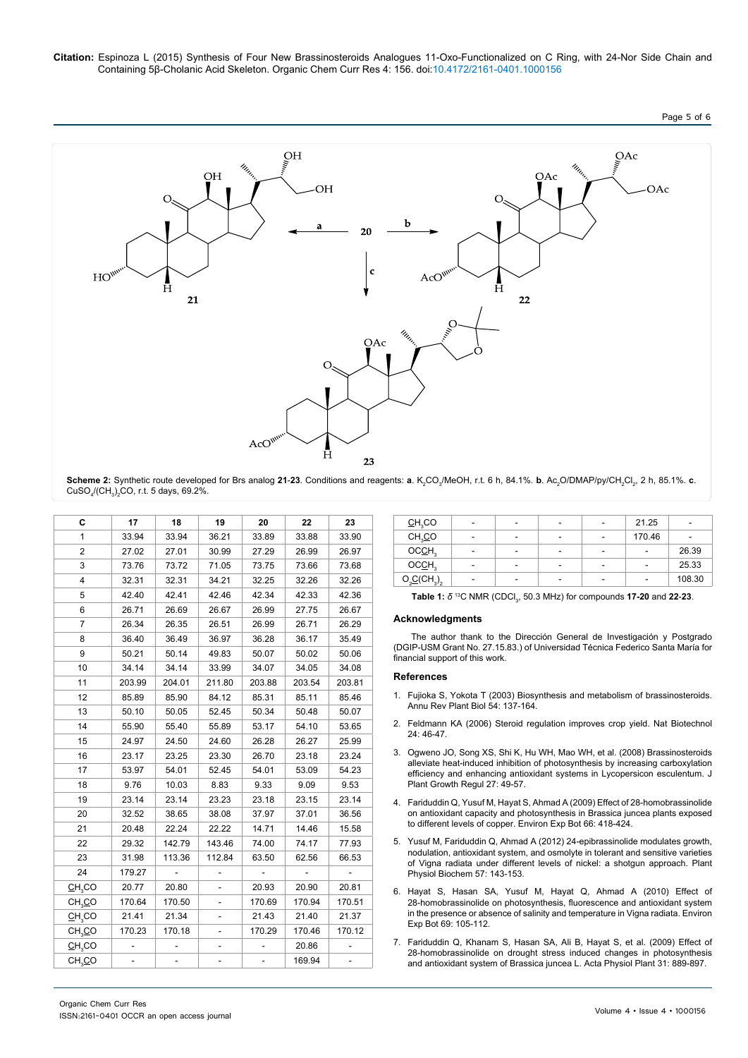**Scheme 2:** Synthetic route developed for Brs analog **21-23**. Conditions and reagents: **a**. $K_2CO_3$/MeOH, r.t. 6 h, 84.1%. **b**. $Ac_2O$/DMAP/py/$CH_2Cl_2$, 2 h, 85.1%. **c**. $CuSO_4$/$(CH_3)_2CO$, r.t. 5 days, 69.2%.

| C | 17 | 18 | 19 | 20 | 22 | 23 |
|---|---|---|---|---|---|---|
| 1 | 33.94 | 33.94 | 36.21 | 33.89 | 33.88 | 33.90 |
| 2 | 27.02 | 27.01 | 30.99 | 27.29 | 26.99 | 26.97 |
| 3 | 73.76 | 73.72 | 71.05 | 73.75 | 73.66 | 73.68 |
| 4 | 32.31 | 32.31 | 34.21 | 32.25 | 32.26 | 32.26 |
| 5 | 42.40 | 42.41 | 42.46 | 42.34 | 42.33 | 42.36 |
| 6 | 26.71 | 26.69 | 26.67 | 26.99 | 27.75 | 26.67 |
| 7 | 26.34 | 26.35 | 26.51 | 26.99 | 26.71 | 26.29 |
| 8 | 36.40 | 36.49 | 36.97 | 36.28 | 36.17 | 35.49 |
| 9 | 50.21 | 50.14 | 49.83 | 50.07 | 50.02 | 50.06 |
| 10 | 34.14 | 34.14 | 33.99 | 34.07 | 34.05 | 34.08 |
| 11 | 203.99 | 204.01 | 211.80 | 203.88 | 203.54 | 203.81 |
| 12 | 85.89 | 85.90 | 84.12 | 85.31 | 85.11 | 85.46 |
| 13 | 50.10 | 50.05 | 52.45 | 50.34 | 50.48 | 50.07 |
| 14 | 55.90 | 55.40 | 55.89 | 53.17 | 54.10 | 53.65 |
| 15 | 24.97 | 24.50 | 24.60 | 26.28 | 26.27 | 25.99 |
| 16 | 23.17 | 23.25 | 23.30 | 26.70 | 23.18 | 23.24 |
| 17 | 53.97 | 54.01 | 52.45 | 54.01 | 53.09 | 54.23 |
| 18 | 9.76 | 10.03 | 8.83 | 9.33 | 9.09 | 9.53 |
| 19 | 23.14 | 23.14 | 23.23 | 23.18 | 23.15 | 23.14 |
| 20 | 32.52 | 38.65 | 38.08 | 37.97 | 37.01 | 36.56 |
| 21 | 20.48 | 22.24 | 22.22 | 14.71 | 14.46 | 15.58 |
| 22 | 29.32 | 142.79 | 143.46 | 74.00 | 74.17 | 77.93 |
| 23 | 31.98 | 113.36 | 112.84 | 63.50 | 62.56 | 66.53 |
| 24 | 179.27 | - | - | - | - | - |
| <u>C</u>H$_3$CO | 20.77 | 20.80 | - | 20.93 | 20.90 | 20.81 |
| CH$_3$<u>C</u>O | 170.64 | 170.50 | - | 170.69 | 170.94 | 170.51 |
| <u>C</u>H$_3$CO | 21.41 | 21.34 | - | 21.43 | 21.40 | 21.37 |
| CH$_3$<u>C</u>O | 170.23 | 170.18 | - | 170.29 | 170.46 | 170.12 |
| <u>C</u>H$_3$CO | - | - | - | - | 20.86 | - |
| CH$_3$<u>C</u>O | - | - | - | - | 169.94 | - |
| <u>C</u>H$_3$CO | - | - | - | - | 21.25 | - |
| CH$_3$<u>C</u>O | - | - | - | - | 170.46 | - |
| OC<u>C</u>H$_3$ | - | - | - | - | - | 26.39 |
| OC<u>C</u>H$_3$ | - | - | - | - | - | 25.33 |
| O$_2$<u>C</u>(CH$_3$)$_2$ | - | - | - | - | - | 108.30 |

**Table 1:** $\delta$ $^{13}$C NMR ($CDCl_3$, 50.3 MHz) for compounds **17-20** and **22-23**.

## Acknowledgments

The author thank to the Dirección General de Investigación y Postgrado (DGIP-USM Grant No. 27.15.83.) of Universidad Técnica Federico Santa María for financial support of this work.

## References

1. Fujioka S, Yokota T (2003) Biosynthesis and metabolism of brassinosteroids. Annu Rev Plant Biol 54: 137-164.
2. Feldmann KA (2006) Steroid regulation improves crop yield. Nat Biotechnol 24: 46-47.
3. Ogweno JO, Song XS, Shi K, Hu WH, Mao WH, et al. (2008) Brassinosteroids alleviate heat-induced inhibition of photosynthesis by increasing carboxylation efficiency and enhancing antioxidant systems in Lycopersicon esculentum. J Plant Growth Regul 27: 49-57.
4. Fariduddin Q, Yusuf M, Hayat S, Ahmad A (2009) Effect of 28-homobrassinolide on antioxidant capacity and photosynthesis in Brassica juncea plants exposed to different levels of copper. Environ Exp Bot 66: 418-424.
5. Yusuf M, Fariduddin Q, Ahmad A (2012) 24-epibrassinolide modulates growth, nodulation, antioxidant system, and osmolyte in tolerant and sensitive varieties of Vigna radiata under different levels of nickel: a shotgun approach. Plant Physiol Biochem 57: 143-153.
6. Hayat S, Hasan SA, Yusuf M, Hayat Q, Ahmad A (2010) Effect of 28-homobrassinolide on photosynthesis, fluorescence and antioxidant system in the presence or absence of salinity and temperature in Vigna radiata. Environ Exp Bot 69: 105-112.
7. Fariduddin Q, Khanam S, Hasan SA, Ali B, Hayat S, et al. (2009) Effect of 28-homobrassinolide on drought stress induced changes in photosynthesis and antioxidant system of Brassica juncea L. Acta Physiol Plant 31: 889-897.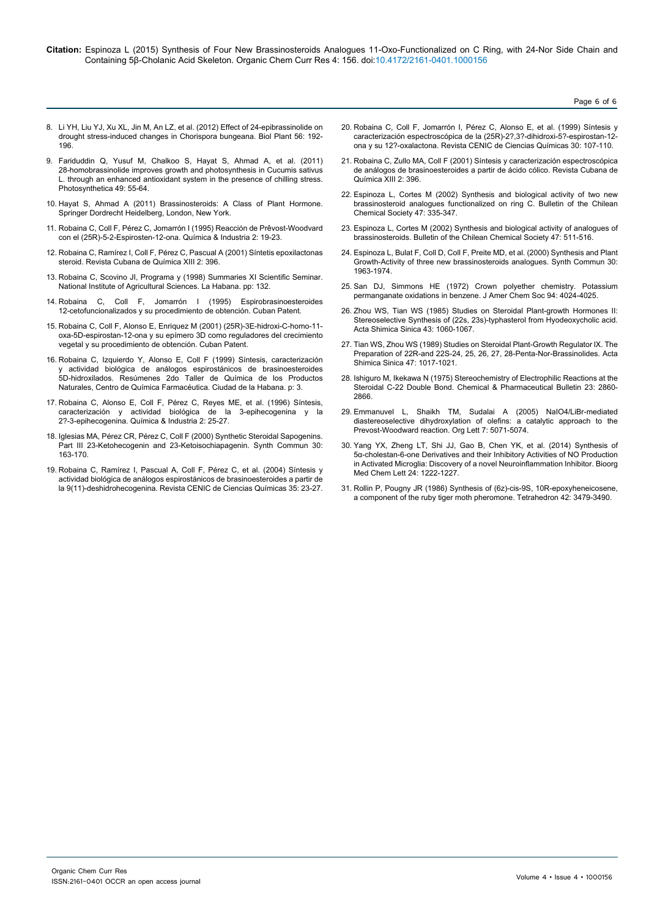8. Li YH, Liu YJ, Xu XL, Jin M, An LZ, et al. (2012) Effect of 24-epibrassinolide on drought stress-induced changes in Chorispora bungeana. Biol Plant 56: 192-196.

9. Fariduddin Q, Yusuf M, Chalkoo S, Hayat S, Ahmad A, et al. (2011) 28-homobrassinolide improves growth and photosynthesis in Cucumis sativus L. through an enhanced antioxidant system in the presence of chilling stress. Photosynthetica 49: 55-64.

10. Hayat S, Ahmad A (2011) Brassinosteroids: A Class of Plant Hormone. Springer Dordrecht Heidelberg, London, New York.

11. Robaina C, Coll F, Pérez C, Jomarrón I (1995) Reacción de Prêvost-Woodvard con el (25R)-5-2-Espirosten-12-ona. Química & Industria 2: 19-23.

12. Robaina C, Ramírez I, Coll F, Pérez C, Pascual A (2001) Síntetis epoxilactonas steroid. Revista Cubana de Química XIII 2: 396.

13. Robaina C, Scovino JI, Programa y (1998) Summaries XI Scientific Seminar. National Institute of Agricultural Sciences. La Habana. pp: 132.

14. Robaina C, Coll F, Jomarrón I (1995) Espirobrasinoesteroides 12-cetofuncionalizados y su procedimiento de obtención. Cuban Patent.

15. Robaina C, Coll F, Alonso E, Enriquez M (2001) (25R)-3E-hidroxi-C-homo-11-oxa-5D-espirostan-12-ona y su epímero 3D como reguladores del crecimiento vegetal y su procedimiento de obtención. Cuban Patent.

16. Robaina C, Izquierdo Y, Alonso E, Coll F (1999) Síntesis, caracterización y actividad biológica de análogos espirostánicos de brasinoesteroides 5D-hidroxilados. Resúmenes 2do Taller de Química de los Productos Naturales, Centro de Química Farmacéutica. Ciudad de la Habana. p: 3.

17. Robaina C, Alonso E, Coll F, Pérez C, Reyes ME, et al. (1996) Síntesis, caracterización y actividad biológica de la 3-epihecogenina y la 2?-3-epihecogenina. Química & Industria 2: 25-27.

18. Iglesias MA, Pérez CR, Pérez C, Coll F (2000) Synthetic Steroidal Sapogenins. Part III 23-Ketohecogenin and 23-Ketoisochiapagenin. Synth Commun 30: 163-170.

19. Robaina C, Ramírez I, Pascual A, Coll F, Pérez C, et al. (2004) Síntesis y actividad biológica de análogos espirostánicos de brasinoesteroides a partir de la 9(11)-deshidrohecogenina. Revista CENIC de Ciencias Químicas 35: 23-27.

20. Robaina C, Coll F, Jomarrón I, Pérez C, Alonso E, et al. (1999) Síntesis y caracterización espectroscópica de la (25R)-2?,3?-dihidroxi-5?-espirostan-12-ona y su 12?-oxalactona. Revista CENIC de Ciencias Químicas 30: 107-110.

21. Robaina C, Zullo MA, Coll F (2001) Síntesis y caracterización espectroscópica de análogos de brasinoesteroides a partir de ácido cólico. Revista Cubana de Química XIII 2: 396.

22. Espinoza L, Cortes M (2002) Synthesis and biological activity of two new brassinosteroid analogues functionalized on ring C. Bulletin of the Chilean Chemical Society 47: 335-347.

23. Espinoza L, Cortes M (2002) Synthesis and biological activity of analogues of brassinosteroids. Bulletin of the Chilean Chemical Society 47: 511-516.

24. Espinoza L, Bulat F, Coll D, Coll F, Preite MD, et al. (2000) Synthesis and Plant Growth-Activity of three new brassinosteroids analogues. Synth Commun 30: 1963-1974.

25. San DJ, Simmons HE (1972) Crown polyether chemistry. Potassium permanganate oxidations in benzene. J Amer Chem Soc 94: 4024-4025.

26. Zhou WS, Tian WS (1985) Studies on Steroidal Plant-growth Hormones II: Stereoselective Synthesis of (22s, 23s)-typhasterol from Hyodeoxycholic acid. Acta Shimica Sinica 43: 1060-1067.

27. Tian WS, Zhou WS (1989) Studies on Steroidal Plant-Growth Regulator IX. The Preparation of 22R-and 22S-24, 25, 26, 27, 28-Penta-Nor-Brassinolides. Acta Shimica Sinica 47: 1017-1021.

28. Ishiguro M, Ikekawa N (1975) Stereochemistry of Electrophilic Reactions at the Steroidal C-22 Double Bond. Chemical & Pharmaceutical Bulletin 23: 2860-2866.

29. Emmanuvel L, Shaikh TM, Sudalai A (2005) NaIO4/LiBr-mediated diastereoselective dihydroxylation of olefins: a catalytic approach to the Prevost-Woodward reaction. Org Lett 7: 5071-5074.

30. Yang YX, Zheng LT, Shi JJ, Gao B, Chen YK, et al. (2014) Synthesis of 5α-cholestan-6-one Derivatives and their Inhibitory Activities of NO Production in Activated Microglia: Discovery of a novel Neuroinflammation Inhibitor. Bioorg Med Chem Lett 24: 1222-1227.

31. Rollin P, Pougny JR (1986) Synthesis of (6z)-cis-9S, 10R-epoxyheneicosene, a component of the ruby tiger moth pheromone. Tetrahedron 42: 3479-3490.